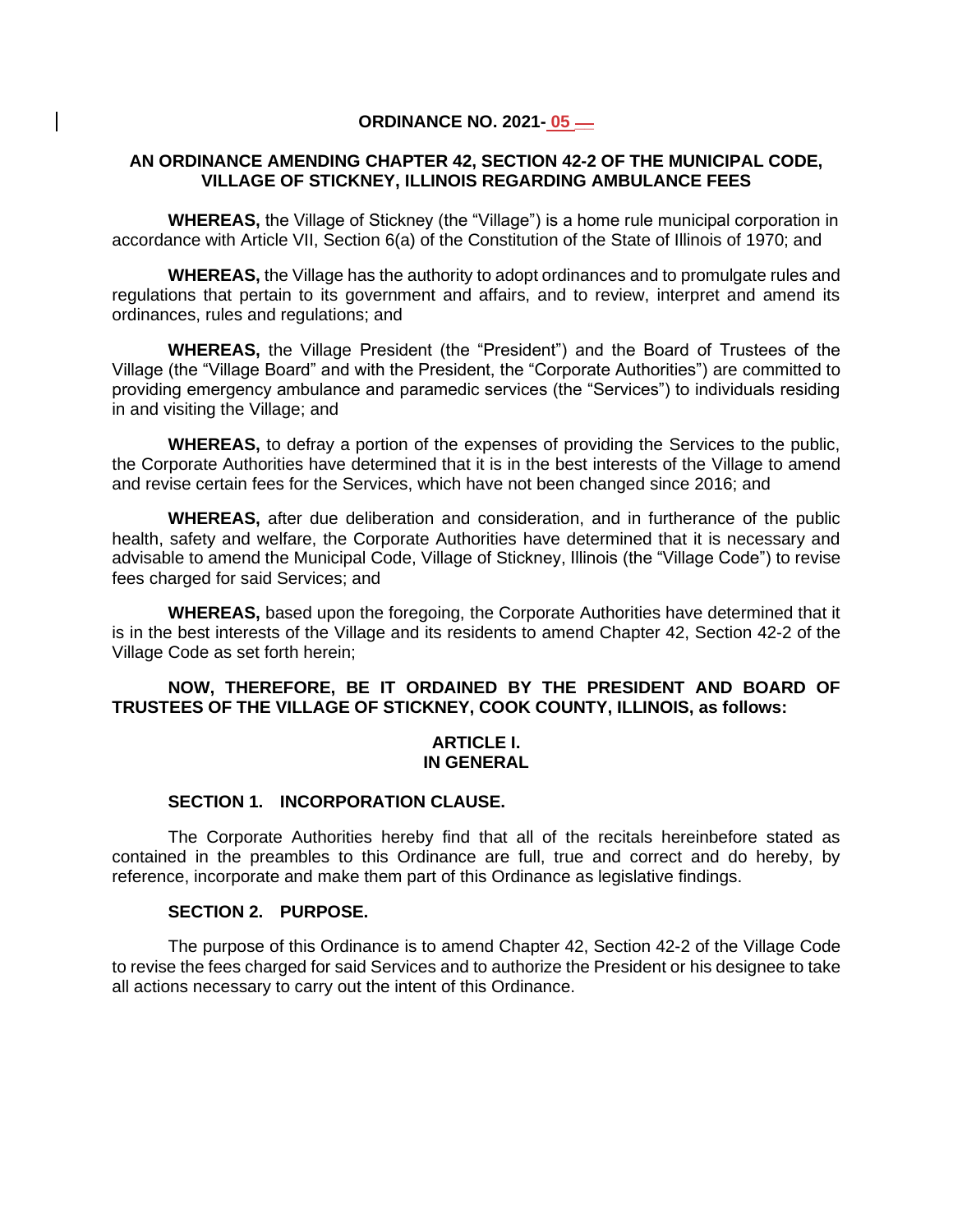**ORDINANCE NO. 2021-05**

**AN ORDINANCE AMENDING CHAPTER 42, SECTION 42-2 OF THE MUNICIPAL CODE, VILLAGE OF STICKNEY, ILLINOIS REGARDING AMBULANCE FEES**

**WHEREAS,** the Village of Stickney (the "Village") is a home rule municipal corporation in accordance with Article VII, Section 6(a) of the Constitution of the State of Illinois of 1970; and

**WHEREAS,** the Village has the authority to adopt ordinances and to promulgate rules and regulations that pertain to its government and affairs, and to review, interpret and amend its ordinances, rules and regulations; and

**WHEREAS,** the Village President (the "President") and the Board of Trustees of the Village (the "Village Board" and with the President, the "Corporate Authorities") are committed to providing emergency ambulance and paramedic services (the "Services") to individuals residing in and visiting the Village; and

**WHEREAS,** to defray a portion of the expenses of providing the Services to the public, the Corporate Authorities have determined that it is in the best interests of the Village to amend and revise certain fees for the Services, which have not been changed since 2016; and

**WHEREAS,** after due deliberation and consideration, and in furtherance of the public health, safety and welfare, the Corporate Authorities have determined that it is necessary and advisable to amend the Municipal Code, Village of Stickney, Illinois (the "Village Code") to revise fees charged for said Services; and

**WHEREAS,** based upon the foregoing, the Corporate Authorities have determined that it is in the best interests of the Village and its residents to amend Chapter 42, Section 42-2 of the Village Code as set forth herein;

**NOW, THEREFORE, BE IT ORDAINED BY THE PRESIDENT AND BOARD OF TRUSTEES OF THE VILLAGE OF STICKNEY, COOK COUNTY, ILLINOIS, as follows:**

## ARTICLE I. IN GENERAL

### SECTION 1. INCORPORATION CLAUSE.

The Corporate Authorities hereby find that all of the recitals hereinbefore stated as contained in the preambles to this Ordinance are full, true and correct and do hereby, by reference, incorporate and make them part of this Ordinance as legislative findings.

### SECTION 2. PURPOSE.

The purpose of this Ordinance is to amend Chapter 42, Section 42-2 of the Village Code to revise the fees charged for said Services and to authorize the President or his designee to take all actions necessary to carry out the intent of this Ordinance.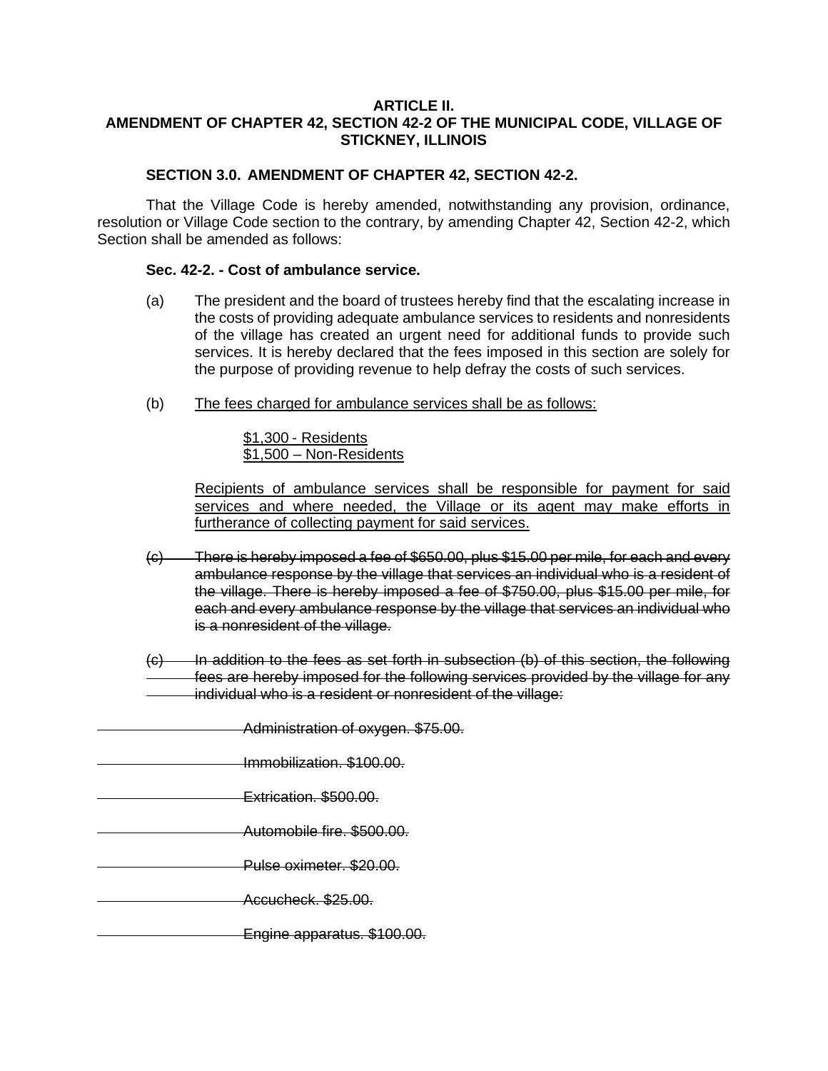**ARTICLE II.**
**AMENDMENT OF CHAPTER 42, SECTION 42-2 OF THE MUNICIPAL CODE, VILLAGE OF STICKNEY, ILLINOIS**

**SECTION 3.0. AMENDMENT OF CHAPTER 42, SECTION 42-2.**

That the Village Code is hereby amended, notwithstanding any provision, ordinance, resolution or Village Code section to the contrary, by amending Chapter 42, Section 42-2, which Section shall be amended as follows:

**Sec. 42-2. - Cost of ambulance service.**

(a) The president and the board of trustees hereby find that the escalating increase in the costs of providing adequate ambulance services to residents and nonresidents of the village has created an urgent need for additional funds to provide such services. It is hereby declared that the fees imposed in this section are solely for the purpose of providing revenue to help defray the costs of such services.

(b) <u>The fees charged for ambulance services shall be as follows:</u>

<u>$1,300 - Residents</u>
<u>$1,500 – Non-Residents</u>

<u>Recipients of ambulance services shall be responsible for payment for said services and where needed, the Village or its agent may make efforts in furtherance of collecting payment for said services.</u>

~~(c) There is hereby imposed a fee of $650.00, plus $15.00 per mile, for each and every ambulance response by the village that services an individual who is a resident of the village. There is hereby imposed a fee of $750.00, plus $15.00 per mile, for each and every ambulance response by the village that services an individual who is a nonresident of the village.~~

~~(c) In addition to the fees as set forth in subsection (b) of this section, the following fees are hereby imposed for the following services provided by the village for any individual who is a resident or nonresident of the village:~~

~~Administration of oxygen. $75.00.~~

~~Immobilization. $100.00.~~

~~Extrication. $500.00.~~

~~Automobile fire. $500.00.~~

~~Pulse oximeter. $20.00.~~

~~Accucheck. $25.00.~~

~~Engine apparatus. $100.00.~~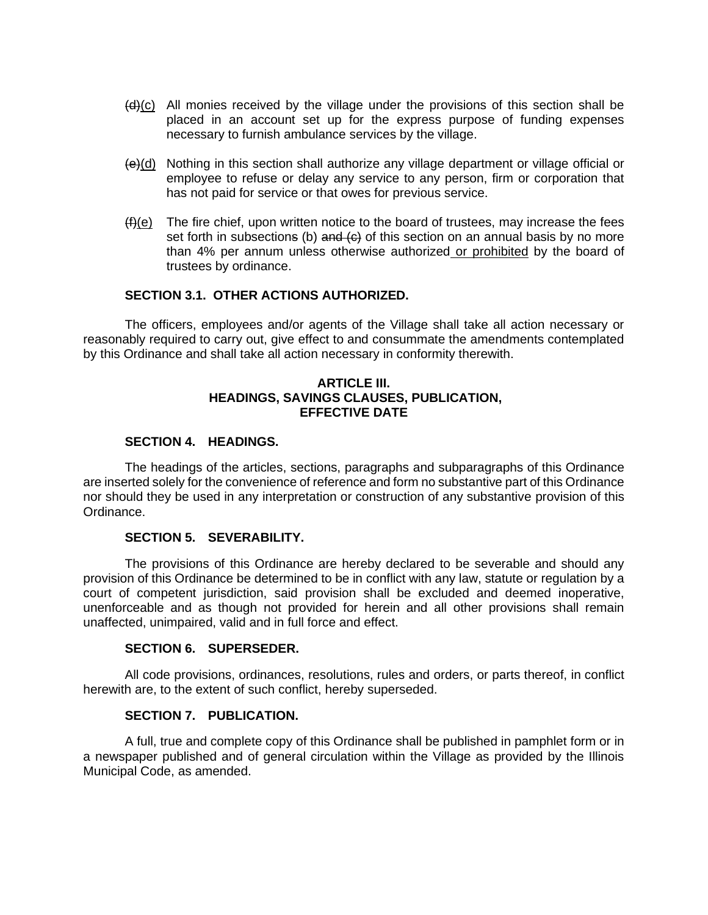~~(d)~~<u>(c)</u> All monies received by the village under the provisions of this section shall be placed in an account set up for the express purpose of funding expenses necessary to furnish ambulance services by the village.

~~(e)~~<u>(d)</u> Nothing in this section shall authorize any village department or village official or employee to refuse or delay any service to any person, firm or corporation that has not paid for service or that owes for previous service.

~~(f)~~<u>(e)</u> The fire chief, upon written notice to the board of trustees, may increase the fees set forth in subsection~~s~~ (b) ~~and (c)~~ of this section on an annual basis by no more than 4% per annum unless otherwise authorized<u> or prohibited</u> by the board of trustees by ordinance.

**SECTION 3.1. OTHER ACTIONS AUTHORIZED.**

The officers, employees and/or agents of the Village shall take all action necessary or reasonably required to carry out, give effect to and consummate the amendments contemplated by this Ordinance and shall take all action necessary in conformity therewith.

## ARTICLE III.
## HEADINGS, SAVINGS CLAUSES, PUBLICATION, EFFECTIVE DATE

**SECTION 4. HEADINGS.**

The headings of the articles, sections, paragraphs and subparagraphs of this Ordinance are inserted solely for the convenience of reference and form no substantive part of this Ordinance nor should they be used in any interpretation or construction of any substantive provision of this Ordinance.

**SECTION 5. SEVERABILITY.**

The provisions of this Ordinance are hereby declared to be severable and should any provision of this Ordinance be determined to be in conflict with any law, statute or regulation by a court of competent jurisdiction, said provision shall be excluded and deemed inoperative, unenforceable and as though not provided for herein and all other provisions shall remain unaffected, unimpaired, valid and in full force and effect.

**SECTION 6. SUPERSEDER.**

All code provisions, ordinances, resolutions, rules and orders, or parts thereof, in conflict herewith are, to the extent of such conflict, hereby superseded.

**SECTION 7. PUBLICATION.**

A full, true and complete copy of this Ordinance shall be published in pamphlet form or in a newspaper published and of general circulation within the Village as provided by the Illinois Municipal Code, as amended.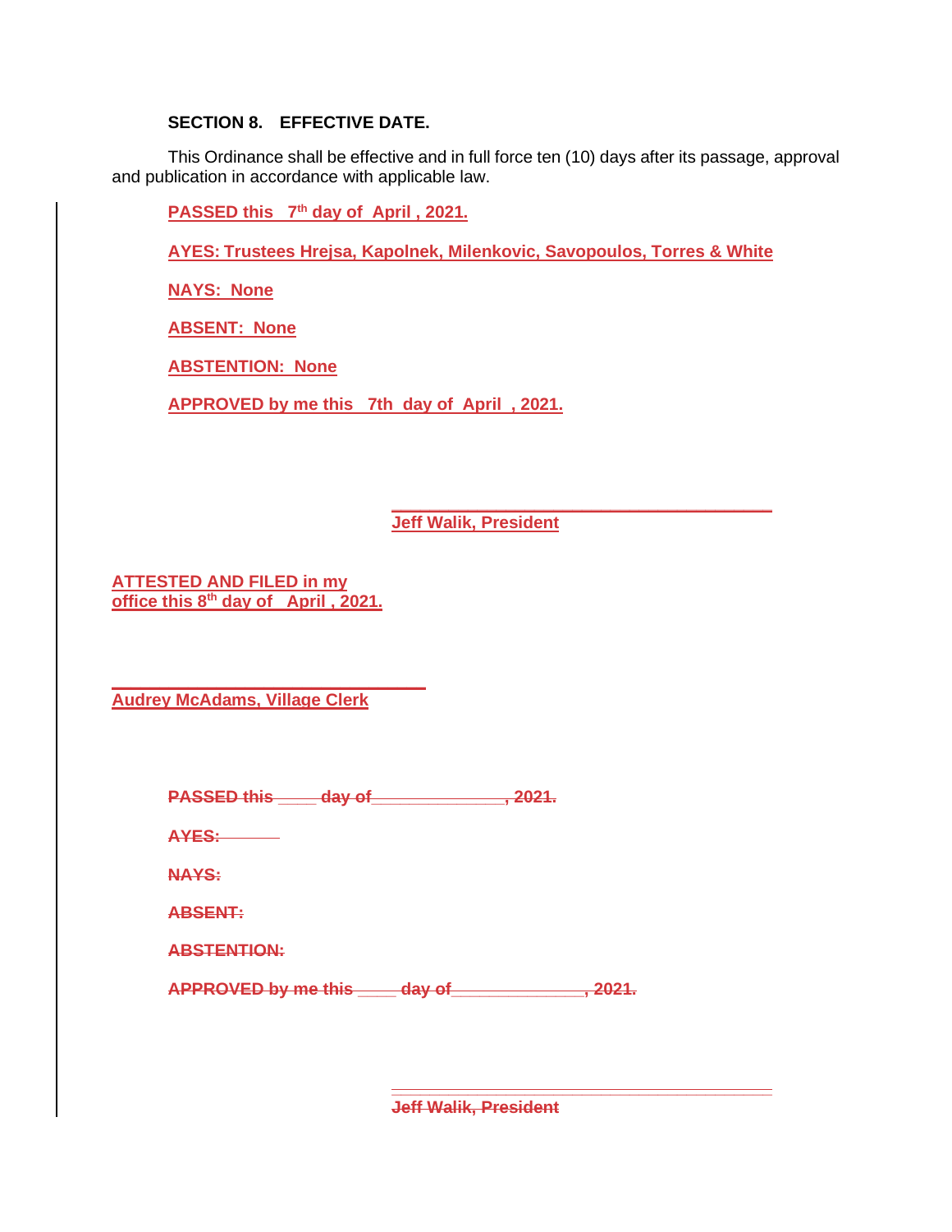**SECTION 8. EFFECTIVE DATE.**

This Ordinance shall be effective and in full force ten (10) days after its passage, approval and publication in accordance with applicable law.

**PASSED this 7th day of April , 2021.**

**AYES: Trustees Hrejsa, Kapolnek, Milenkovic, Savopoulos, Torres & White**

**NAYS: None**

**ABSENT: None**

**ABSTENTION: None**

**APPROVED by me this 7th day of April , 2021.**

\_\_\_\_\_\_\_\_\_\_\_\_\_\_\_\_\_\_\_\_\_\_\_\_\_\_\_\_\_\_\_\_\_\_\_\_\_\_\_\_

**Jeff Walik, President**

**ATTESTED AND FILED in my office this 8th day of April , 2021.**

\_\_\_\_\_\_\_\_\_\_\_\_\_\_\_\_\_\_\_\_\_\_\_\_\_\_\_\_\_\_\_\_\_\_

**Audrey McAdams, Village Clerk**

~~**PASSED this \_\_\_\_ day of\_\_\_\_\_\_\_\_\_\_\_\_\_, 2021.**~~

~~**AYES:**~~

~~**NAYS:**~~

~~**ABSENT:**~~

~~**ABSTENTION:**~~

~~**APPROVED by me this \_\_\_\_ day of\_\_\_\_\_\_\_\_\_\_\_\_\_, 2021.**~~

~~**Jeff Walik, President**~~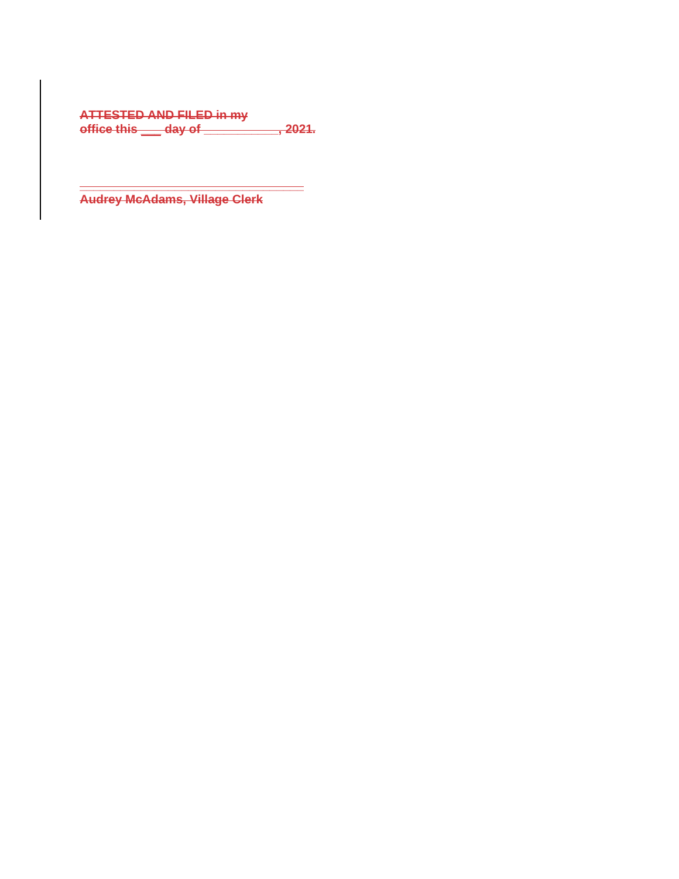~~**ATTESTED AND FILED in my office this ___ day of __________, 2021.**~~

~~**________________________________**~~

~~**Audrey McAdams, Village Clerk**~~